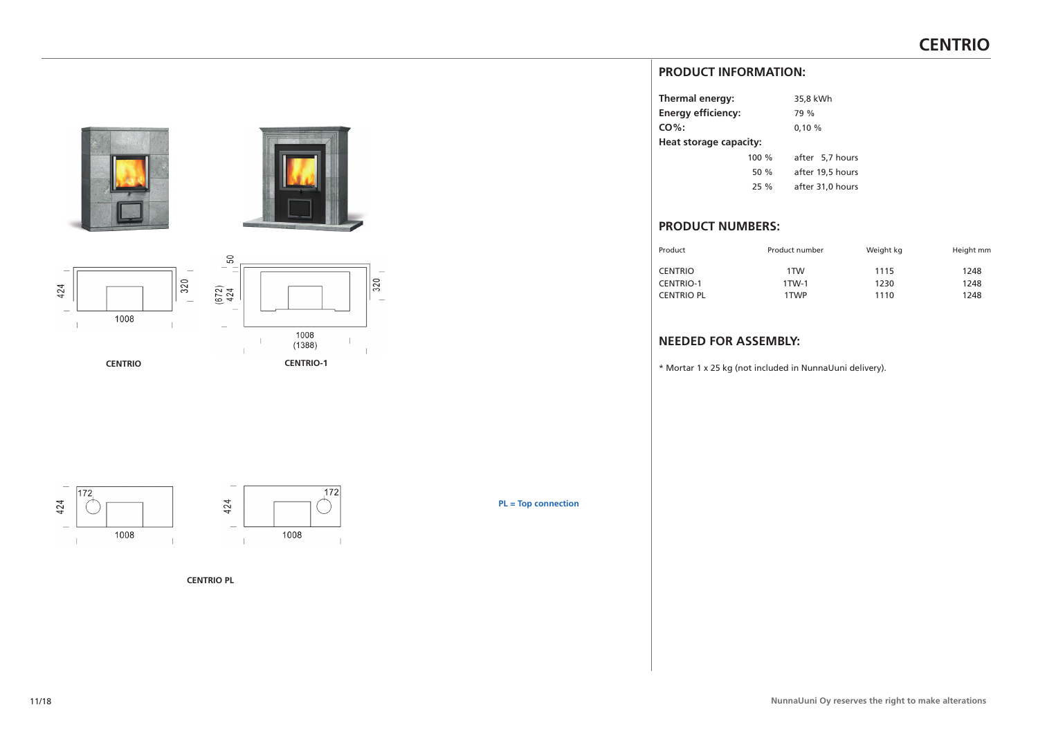# CENTRIO

CENTRIO

CENTRIO-1

CENTRIO PL

PL = Top connection

## PRODUCT INFORMATION:

**Thermal energy:** 35,8 kWh
**Energy efficiency:** 79 %
**CO%:** 0,10 %
**Heat storage capacity:**

| | |
|---|---|
| 100 % | after 5,7 hours |
| 50 % | after 19,5 hours |
| 25 % | after 31,0 hours |

## PRODUCT NUMBERS:

| Product | Product number | Weight kg | Height mm |
|---|---|---|---|
| CENTRIO | 1TW | 1115 | 1248 |
| CENTRIO-1 | 1TW-1 | 1230 | 1248 |
| CENTRIO PL | 1TWP | 1110 | 1248 |

## NEEDED FOR ASSEMBLY:

* Mortar 1 x 25 kg (not included in NunnaUuni delivery).

NunnaUuni Oy reserves the right to make alterations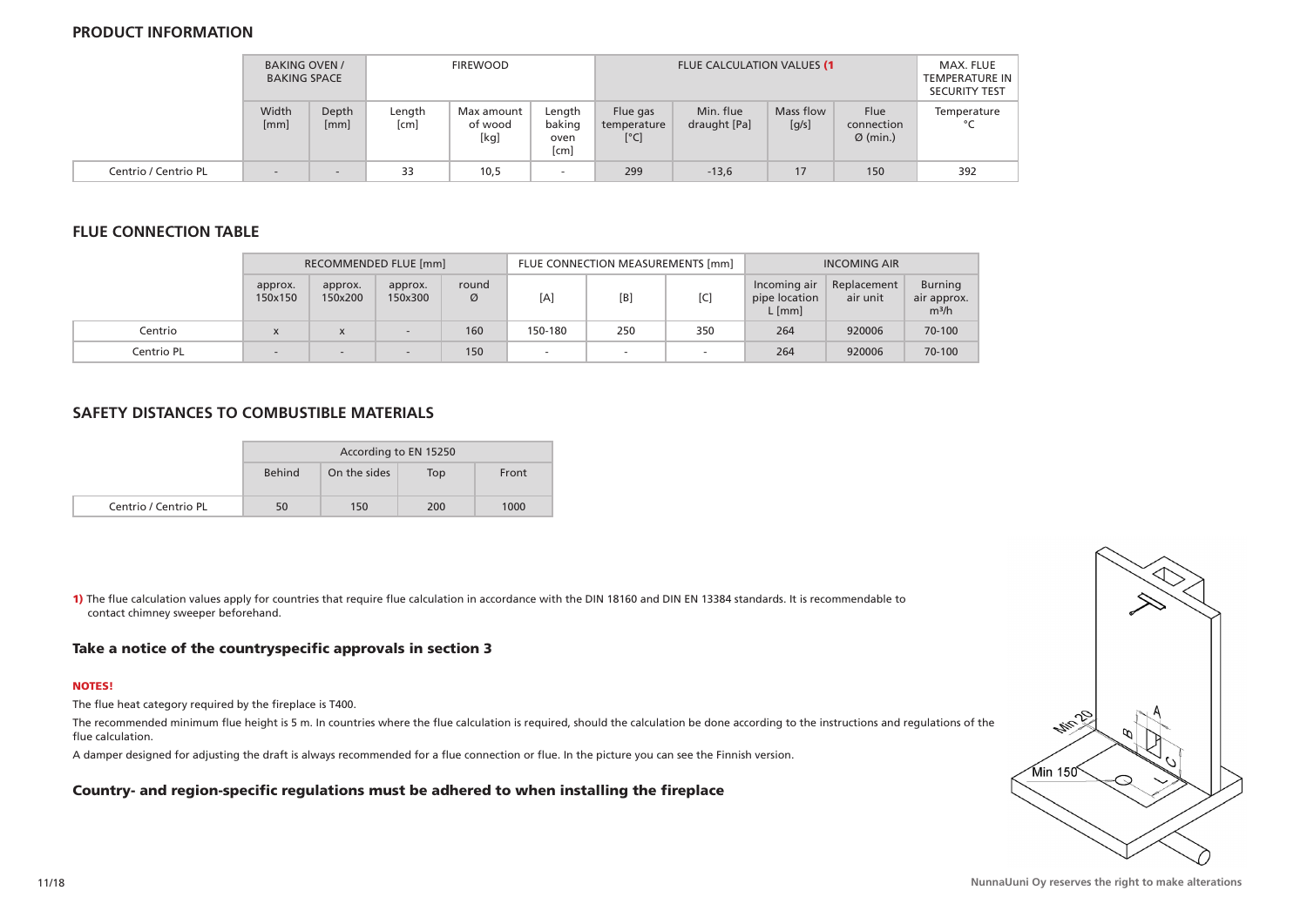## PRODUCT INFORMATION

| | BAKING OVEN / BAKING SPACE | | FIREWOOD | | | FLUE CALCULATION VALUES (1 | | | | MAX. FLUE TEMPERATURE IN SECURITY TEST |
|---|---|---|---|---|---|---|---|---|---|---|
| | Width [mm] | Depth [mm] | Length [cm] | Max amount of wood [kg] | Length baking oven [cm] | Flue gas temperature [°C] | Min. flue draught [Pa] | Mass flow [g/s] | Flue connection Ø (min.) | Temperature °C |
| Centrio / Centrio PL | - | - | 33 | 10,5 | - | 299 | -13,6 | 17 | 150 | 392 |

## FLUE CONNECTION TABLE

| | RECOMMENDED FLUE [mm] | | | | FLUE CONNECTION MEASUREMENTS [mm] | | | INCOMING AIR | | |
|---|---|---|---|---|---|---|---|---|---|---|
| | approx. 150x150 | approx. 150x200 | approx. 150x300 | round Ø | [A] | [B] | [C] | Incoming air pipe location L [mm] | Replacement air unit | Burning air approx. m³/h |
| Centrio | x | x | - | 160 | 150-180 | 250 | 350 | 264 | 920006 | 70-100 |
| Centrio PL | - | - | - | 150 | - | - | - | 264 | 920006 | 70-100 |

## SAFETY DISTANCES TO COMBUSTIBLE MATERIALS

| | According to EN 15250 | | | |
|---|---|---|---|---|
| | Behind | On the sides | Top | Front |
| Centrio / Centrio PL | 50 | 150 | 200 | 1000 |

**1)** The flue calculation values apply for countries that require flue calculation in accordance with the DIN 18160 and DIN EN 13384 standards. It is recommendable to contact chimney sweeper beforehand.

### Take a notice of the countryspecific approvals in section 3

**NOTES!**

The flue heat category required by the fireplace is T400.

The recommended minimum flue height is 5 m. In countries where the flue calculation is required, should the calculation be done according to the instructions and regulations of the flue calculation.

A damper designed for adjusting the draft is always recommended for a flue connection or flue. In the picture you can see the Finnish version.

Min 20

A

B

C

L

Min 150

### Country- and region-specific regulations must be adhered to when installing the fireplace

NunnaUuni Oy reserves the right to make alterations